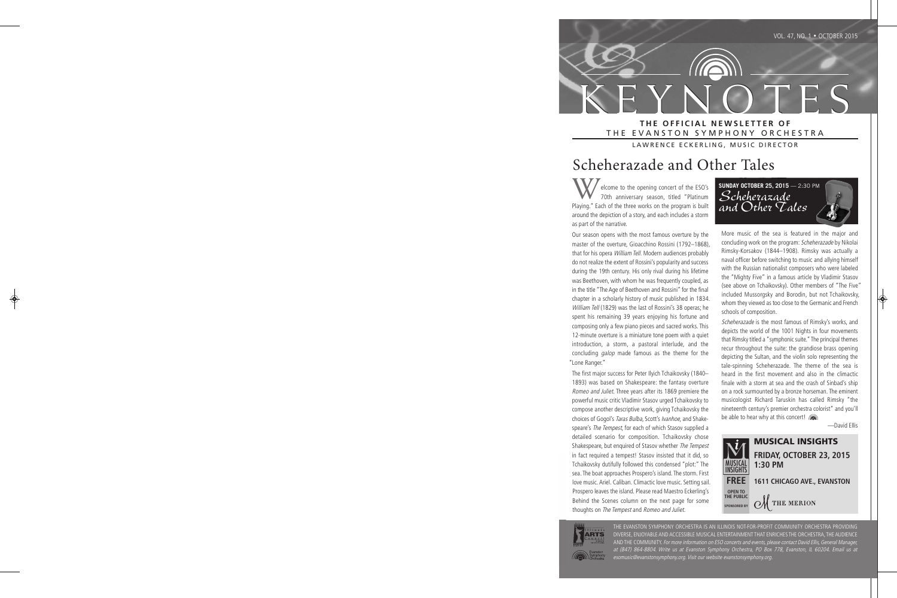# KEYNOTES

**THE OFFICIAL NEWSLETTER OF**
THE EVANSTON SYMPHONY ORCHESTRA

LAWRENCE ECKERLING, MUSIC DIRECTOR

## Scheherazade and Other Tales

Welcome to the opening concert of the ESO's 70th anniversary season, titled "Platinum Playing." Each of the three works on the program is built around the depiction of a story, and each includes a storm as part of the narrative.

Our season opens with the most famous overture by the master of the overture, Gioacchino Rossini (1792–1868), that for his opera *William Tell*. Modern audiences probably do not realize the extent of Rossini's popularity and success during the 19th century. His only rival during his lifetime was Beethoven, with whom he was frequently coupled, as in the title "The Age of Beethoven and Rossini" for the final chapter in a scholarly history of music published in 1834. *William Tell* (1829) was the last of Rossini's 38 operas; he spent his remaining 39 years enjoying his fortune and composing only a few piano pieces and sacred works. This 12-minute overture is a miniature tone poem with a quiet introduction, a storm, a pastoral interlude, and the concluding *galop* made famous as the theme for the "Lone Ranger."

The first major success for Peter Ilyich Tchaikovsky (1840–1893) was based on Shakespeare: the fantasy overture *Romeo and Juliet*. Three years after its 1869 premiere the powerful music critic Vladimir Stasov urged Tchaikovsky to compose another descriptive work, giving Tchaikovsky the choices of Gogol's *Taras Bulba*, Scott's *Ivanhoe*, and Shakespeare's *The Tempest*, for each of which Stasov supplied a detailed scenario for composition. Tchaikovsky chose Shakespeare, but enquired of Stasov whether *The Tempest* in fact required a tempest! Stasov insisted that it did, so Tchaikovsky dutifully followed this condensed "plot:" The sea. The boat approaches Prospero's island. The storm. First love music. Ariel. Caliban. Climactic love music. Setting sail. Prospero leaves the island. Please read Maestro Eckerling's Behind the Scenes column on the next page for some thoughts on *The Tempest* and *Romeo and Juliet*.

**SUNDAY OCTOBER 25, 2015** — 2:30 PM
*Scheherazade and Other Tales*

More music of the sea is featured in the major and concluding work on the program: *Scheherazade* by Nikolai Rimsky-Korsakov (1844–1908). Rimsky was actually a naval officer before switching to music and allying himself with the Russian nationalist composers who were labeled the "Mighty Five" in a famous article by Vladimir Stasov (see above on Tchaikovsky). Other members of "The Five" included Mussorgsky and Borodin, but not Tchaikovsky, whom they viewed as too close to the Germanic and French schools of composition.

*Scheherazade* is the most famous of Rimsky's works, and depicts the world of the 1001 Nights in four movements that Rimsky titled a "symphonic suite." The principal themes recur throughout the suite: the grandiose brass opening depicting the Sultan, and the violin solo representing the tale-spinning Scheherazade. The theme of the sea is heard in the first movement and also in the climactic finale with a storm at sea and the crash of Sinbad's ship on a rock surmounted by a bronze horseman. The eminent musicologist Richard Taruskin has called Rimsky "the nineteenth century's premier orchestra colorist" and you'll be able to hear why at this concert!

—David Ellis

### MUSICAL INSIGHTS

**FRIDAY, OCTOBER 23, 2015**
**1:30 PM**

**FREE** — OPEN TO THE PUBLIC

**1611 CHICAGO AVE., EVANSTON**

SPONSORED BY THE MERION

THE EVANSTON SYMPHONY ORCHESTRA IS AN ILLINOIS NOT-FOR-PROFIT COMMUNITY ORCHESTRA PROVIDING DIVERSE, ENJOYABLE AND ACCESSIBLE MUSICAL ENTERTAINMENT THAT ENRICHES THE ORCHESTRA, THE AUDIENCE AND THE COMMUNITY. *For more information on ESO concerts and events, please contact David Ellis, General Manager, at (847) 864-8804. Write us at Evanston Symphony Orchestra, PO Box 778, Evanston, IL 60204. Email us at esomusic@evanstonsymphony.org. Visit our website evanstonsymphony.org.*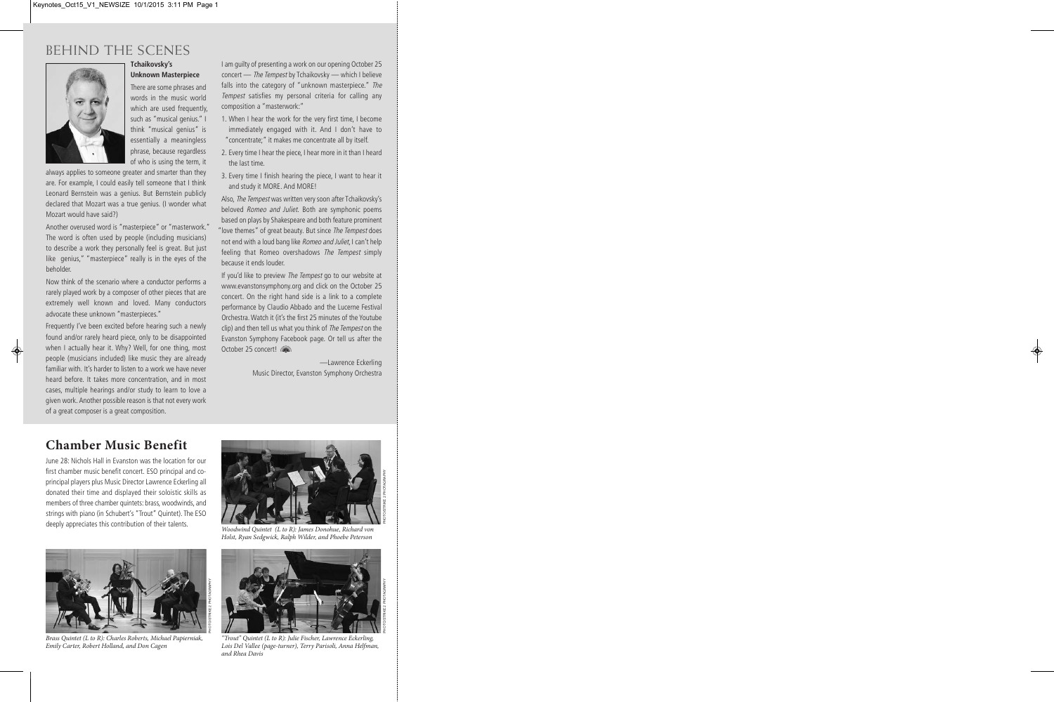# BEHIND THE SCENES

## Tchaikovsky's Unknown Masterpiece

There are some phrases and words in the music world which are used frequently, such as "musical genius." I think "musical genius" is essentially a meaningless phrase, because regardless of who is using the term, it always applies to someone greater and smarter than they are. For example, I could easily tell someone that I think Leonard Bernstein was a genius. But Bernstein publicly declared that Mozart was a true genius. (I wonder what Mozart would have said?)

Another overused word is "masterpiece" or "masterwork." The word is often used by people (including musicians) to describe a work they personally feel is great. But just like genius," "masterpiece" really is in the eyes of the beholder.

Now think of the scenario where a conductor performs a rarely played work by a composer of other pieces that are extremely well known and loved. Many conductors advocate these unknown "masterpieces."

Frequently I've been excited before hearing such a newly found and/or rarely heard piece, only to be disappointed when I actually hear it. Why? Well, for one thing, most people (musicians included) like music they are already familiar with. It's harder to listen to a work we have never heard before. It takes more concentration, and in most cases, multiple hearings and/or study to learn to love a given work. Another possible reason is that not every work of a great composer is a great composition.

I am guilty of presenting a work on our opening October 25 concert — *The Tempest* by Tchaikovsky — which I believe falls into the category of "unknown masterpiece." *The Tempest* satisfies my personal criteria for calling any composition a "masterwork:"

1. When I hear the work for the very first time, I become immediately engaged with it. And I don't have to "concentrate;" it makes me concentrate all by itself.
2. Every time I hear the piece, I hear more in it than I heard the last time.
3. Every time I finish hearing the piece, I want to hear it and study it MORE. And MORE!

Also, *The Tempest* was written very soon after Tchaikovsky's beloved *Romeo and Juliet*. Both are symphonic poems based on plays by Shakespeare and both feature prominent "love themes" of great beauty. But since *The Tempest* does not end with a loud bang like *Romeo and Juliet*, I can't help feeling that Romeo overshadows *The Tempest* simply because it ends louder.

If you'd like to preview *The Tempest* go to our website at www.evanstonsymphony.org and click on the October 25 concert. On the right hand side is a link to a complete performance by Claudio Abbado and the Lucerne Festival Orchestra. Watch it (it's the first 25 minutes of the Youtube clip) and then tell us what you think of *The Tempest* on the Evanston Symphony Facebook page. Or tell us after the October 25 concert!

—Lawrence Eckerling
Music Director, Evanston Symphony Orchestra

# Chamber Music Benefit

June 28: Nichols Hall in Evanston was the location for our first chamber music benefit concert. ESO principal and co-principal players plus Music Director Lawrence Eckerling all donated their time and displayed their soloistic skills as members of three chamber quintets: brass, woodwinds, and strings with piano (in Schubert's "Trout" Quintet). The ESO deeply appreciates this contribution of their talents.

*Woodwind Quintet (L to R): James Donohue, Richard von Holst, Ryan Sedgwick, Ralph Wilder, and Phoebe Peterson*

*Brass Quintet (L to R): Charles Roberts, Michael Papierniak, Emily Carter, Robert Holland, and Don Cagen*

*"Trout" Quintet (L to R): Julie Fischer, Lawrence Eckerling, Lois Del Vallee (page-turner), Terry Parisoli, Anna Helfman, and Rhea Davis*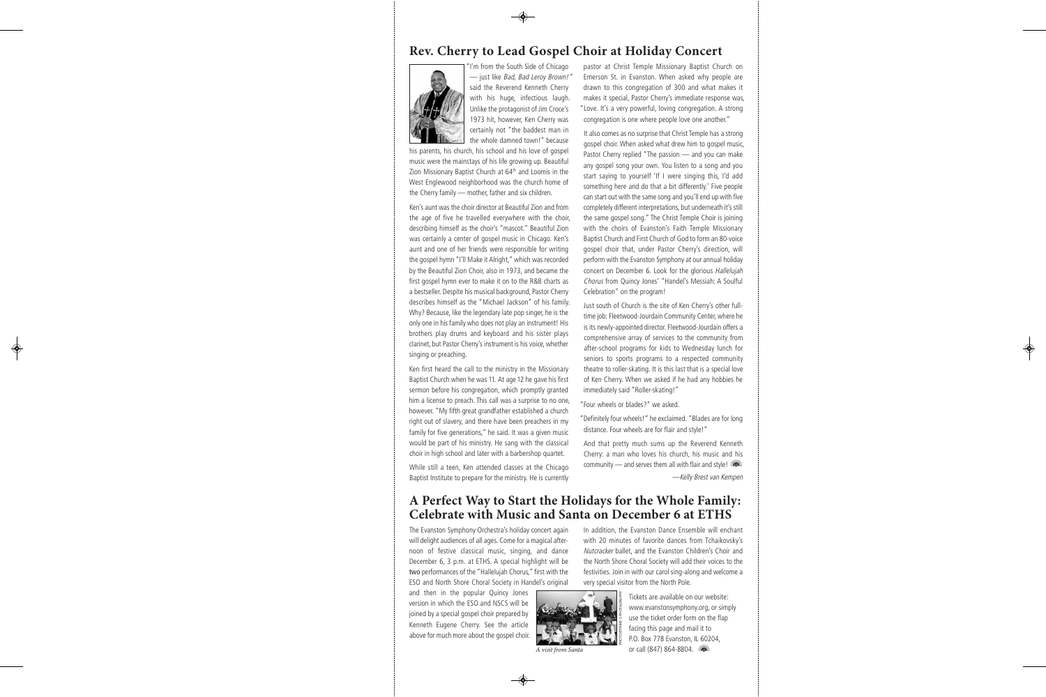## Rev. Cherry to Lead Gospel Choir at Holiday Concert

"I'm from the South Side of Chicago — just like *Bad, Bad Leroy Brown!*" said the Reverend Kenneth Cherry with his huge, infectious laugh. Unlike the protagonist of Jim Croce's 1973 hit, however, Ken Cherry was certainly not "the baddest man in the whole damned town!" because his parents, his church, his school and his love of gospel music were the mainstays of his life growing up. Beautiful Zion Missionary Baptist Church at 64th and Loomis in the West Englewood neighborhood was the church home of the Cherry family — mother, father and six children.

Ken's aunt was the choir director at Beautiful Zion and from the age of five he travelled everywhere with the choir, describing himself as the choir's "mascot." Beautiful Zion was certainly a center of gospel music in Chicago. Ken's aunt and one of her friends were responsible for writing the gospel hymn "I'll Make it Alright," which was recorded by the Beautiful Zion Choir, also in 1973, and became the first gospel hymn ever to make it on to the R&B charts as a bestseller. Despite his musical background, Pastor Cherry describes himself as the "Michael Jackson" of his family. Why? Because, like the legendary late pop singer, he is the only one in his family who does not play an instrument! His brothers play drums and keyboard and his sister plays clarinet, but Pastor Cherry's instrument is his voice, whether singing or preaching.

Ken first heard the call to the ministry in the Missionary Baptist Church when he was 11. At age 12 he gave his first sermon before his congregation, which promptly granted him a license to preach. This call was a surprise to no one, however. "My fifth great grandfather established a church right out of slavery, and there have been preachers in my family for five generations," he said. It was a given music would be part of his ministry. He sang with the classical choir in high school and later with a barbershop quartet.

While still a teen, Ken attended classes at the Chicago Baptist Institute to prepare for the ministry. He is currently pastor at Christ Temple Missionary Baptist Church on Emerson St. in Evanston. When asked why people are drawn to this congregation of 300 and what makes it makes it special, Pastor Cherry's immediate response was, "Love. It's a very powerful, loving congregation. A strong congregation is one where people love one another."

It also comes as no surprise that Christ Temple has a strong gospel choir. When asked what drew him to gospel music, Pastor Cherry replied "The passion — and you can make any gospel song your own. You listen to a song and you start saying to yourself 'If I were singing this, I'd add something here and do that a bit differently.' Five people can start out with the same song and you'll end up with five completely different interpretations, but underneath it's still the same gospel song." The Christ Temple Choir is joining with the choirs of Evanston's Faith Temple Missionary Baptist Church and First Church of God to form an 80-voice gospel choir that, under Pastor Cherry's direction, will perform with the Evanston Symphony at our annual holiday concert on December 6. Look for the glorious *Hallelujah Chorus* from Quincy Jones' "Handel's Messiah: A Soulful Celebration" on the program!

Just south of Church is the site of Ken Cherry's other full-time job: Fleetwood-Jourdain Community Center, where he is its newly-appointed director. Fleetwood-Jourdain offers a comprehensive array of services to the community from after-school programs for kids to Wednesday lunch for seniors to sports programs to a respected community theatre to roller-skating. It is this last that is a special love of Ken Cherry. When we asked if he had any hobbies he immediately said "Roller-skating!"

"Four wheels or blades?" we asked.

"Definitely four wheels!" he exclaimed. "Blades are for long distance. Four wheels are for flair and style!"

And that pretty much sums up the Reverend Kenneth Cherry: a man who loves his church, his music and his community — and serves them all with flair and style!

—*Kelly Brest van Kempen*

## A Perfect Way to Start the Holidays for the Whole Family: Celebrate with Music and Santa on December 6 at ETHS

The Evanston Symphony Orchestra's holiday concert again will delight audiences of all ages. Come for a magical afternoon of festive classical music, singing, and dance December 6, 3 p.m. at ETHS. A special highlight will be **two** performances of the "Hallelujah Chorus," first with the ESO and North Shore Choral Society in Handel's original and then in the popular Quincy Jones version in which the ESO and NSCS will be joined by a special gospel choir prepared by Kenneth Eugene Cherry. See the article above for much more about the gospel choir.

In addition, the Evanston Dance Ensemble will enchant with 20 minutes of favorite dances from Tchaikovsky's *Nutcracker* ballet, and the Evanston Children's Choir and the North Shore Choral Society will add their voices to the festivities. Join in with our carol sing-along and welcome a very special visitor from the North Pole.

*A visit from Santa*

Tickets are available on our website: www.evanstonsymphony.org, or simply use the ticket order form on the flap facing this page and mail it to P.O. Box 778 Evanston, IL 60204, or call (847) 864-8804.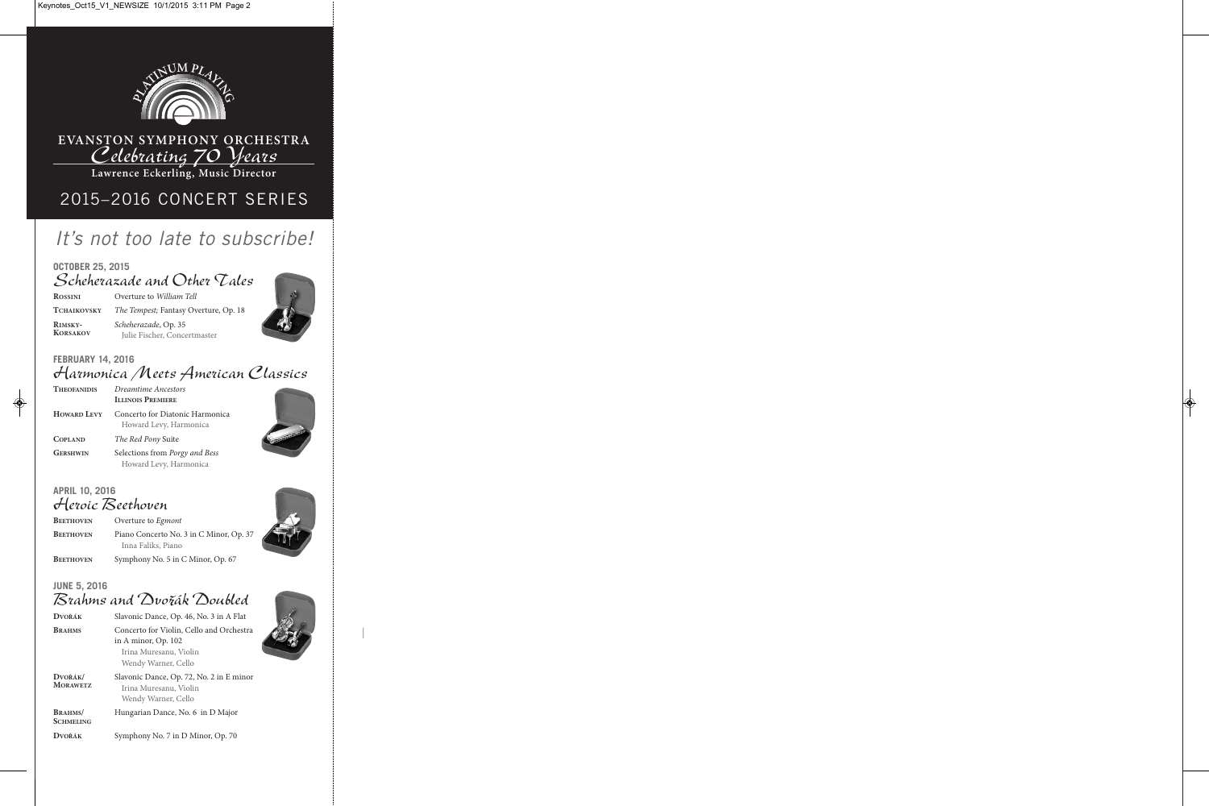PLATINUM PLAYING

# EVANSTON SYMPHONY ORCHESTRA

## *Celebrating 70 Years*

**Lawrence Eckerling, Music Director**

## 2015–2016 CONCERT SERIES

*It's not too late to subscribe!*

### OCTOBER 25, 2015
### *Scheherazade and Other Tales*

| | |
|---|---|
| **Rossini** | Overture to *William Tell* |
| **Tchaikovsky** | *The Tempest;* Fantasy Overture, Op. 18 |
| **Rimsky-Korsakov** | *Scheherazade*, Op. 35<br>Julie Fischer, Concertmaster |

### FEBRUARY 14, 2016
### *Harmonica Meets American Classics*

| | |
|---|---|
| **Theofanidis** | *Dreamtime Ancestors*<br>**Illinois Premiere** |
| **Howard Levy** | Concerto for Diatonic Harmonica<br>Howard Levy, Harmonica |
| **Copland** | *The Red Pony* Suite |
| **Gershwin** | Selections from *Porgy and Bess*<br>Howard Levy, Harmonica |

### APRIL 10, 2016
### *Heroic Beethoven*

| | |
|---|---|
| **Beethoven** | Overture to *Egmont* |
| **Beethoven** | Piano Concerto No. 3 in C Minor, Op. 37<br>Inna Faliks, Piano |
| **Beethoven** | Symphony No. 5 in C Minor, Op. 67 |

### JUNE 5, 2016
### *Brahms and Dvořák Doubled*

| | |
|---|---|
| **Dvořák** | Slavonic Dance, Op. 46, No. 3 in A Flat |
| **Brahms** | Concerto for Violin, Cello and Orchestra in A minor, Op. 102<br>Irina Muresanu, Violin<br>Wendy Warner, Cello |
| **Dvořák/Morawetz** | Slavonic Dance, Op. 72, No. 2 in E minor<br>Irina Muresanu, Violin<br>Wendy Warner, Cello |
| **Brahms/Schmeling** | Hungarian Dance, No. 6 in D Major |
| **Dvořák** | Symphony No. 7 in D Minor, Op. 70 |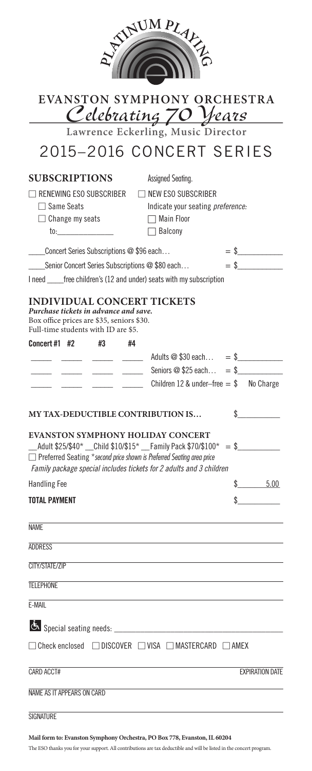PLATINUM PLAYING

# EVANSTON SYMPHONY ORCHESTRA

*Celebrating 70 Years*

**Lawrence Eckerling, Music Director**

# 2015–2016 CONCERT SERIES

## SUBSCRIPTIONS

Assigned Seating.

☐ RENEWING ESO SUBSCRIBER
- ☐ Same Seats
- ☐ Change my seats to:______________

☐ NEW ESO SUBSCRIBER

Indicate your seating *preference:*
- ☐ Main Floor
- ☐ Balcony

____Concert Series Subscriptions @ $96 each… = $__________

____Senior Concert Series Subscriptions @ $80 each… = $__________

I need ____free children's (12 and under) seats with my subscription

## INDIVIDUAL CONCERT TICKETS

***Purchase tickets in advance and save.***
Box office prices are $35, seniors $30.
Full-time students with ID are $5.

| Concert #1 | #2 | #3 | #4 | | |
|---|---|---|---|---|---|
| _____ | _____ | _____ | _____ | Adults @ $30 each… | = $__________ |
| _____ | _____ | _____ | _____ | Seniors @ $25 each… | = $__________ |
| _____ | _____ | _____ | _____ | Children 12 & under–free = $ | No Charge |

**MY TAX-DEDUCTIBLE CONTRIBUTION IS…** $__________

## EVANSTON SYMPHONY HOLIDAY CONCERT

__Adult $25/$40* __Child $10/$15* __Family Pack $70/$100* = $__________

☐ Preferred Seating **second price shown is Preferred Seating area price*

*Family package special includes tickets for 2 adults and 3 children*

Handling Fee $ 5.00

**TOTAL PAYMENT** $__________

NAME

ADDRESS

CITY/STATE/ZIP

TELEPHONE

E-MAIL

♿ Special seating needs: ______________________________

☐ Check enclosed ☐ DISCOVER ☐ VISA ☐ MASTERCARD ☐ AMEX

CARD ACCT# EXPIRATION DATE

NAME AS IT APPEARS ON CARD

SIGNATURE

**Mail form to: Evanston Symphony Orchestra, PO Box 778, Evanston, IL 60204**

The ESO thanks you for your support. All contributions are tax deductible and will be listed in the concert program.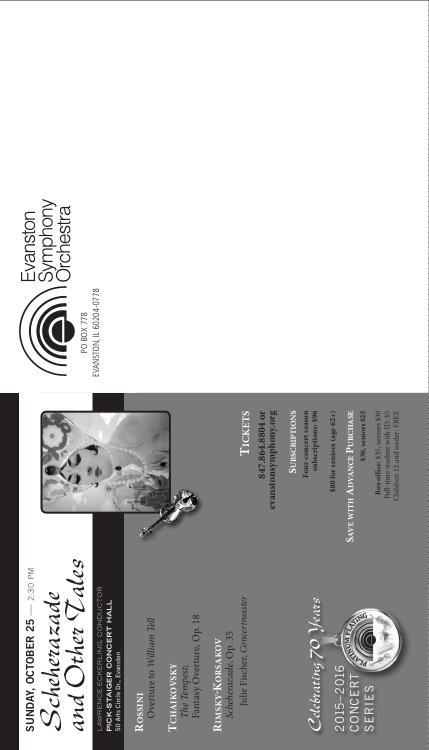# SUNDAY, OCTOBER 25 — 2:30 PM

## *Scheherazade and Other Tales*

LAWRENCE ECKERLING, CONDUCTOR
**PICK-STAIGER CONCERT HALL**
**50 Arts Circle Dr., Evanston**

**ROSSINI**
Overture to *William Tell*

**TCHAIKOVSKY**
*The Tempest*,
Fantasy Overture, Op. 18

**RIMSKY-KORSAKOV**
*Scheherazade*, Op. 35
Julie Fischer, *Concertmaster*

*Celebrating 70 Years*

2015–2016
CONCERT
SERIES

PLATINUM PLAYING

## TICKETS

**847.864.8804 or**
**evanstonsymphony.org**

**SUBSCRIPTIONS**
**Four-concert season subscriptions: $96**

**$80 for seniors (age 62+)**

**SAVE WITH ADVANCE PURCHASE**
**$30, seniors $25**

**Box office:** $35, seniors $30
Full-time student with ID: $5
Children 12 and under: FREE

Evanston
Symphony
Orchestra

PO BOX 778
EVANSTON, IL 60204-0778